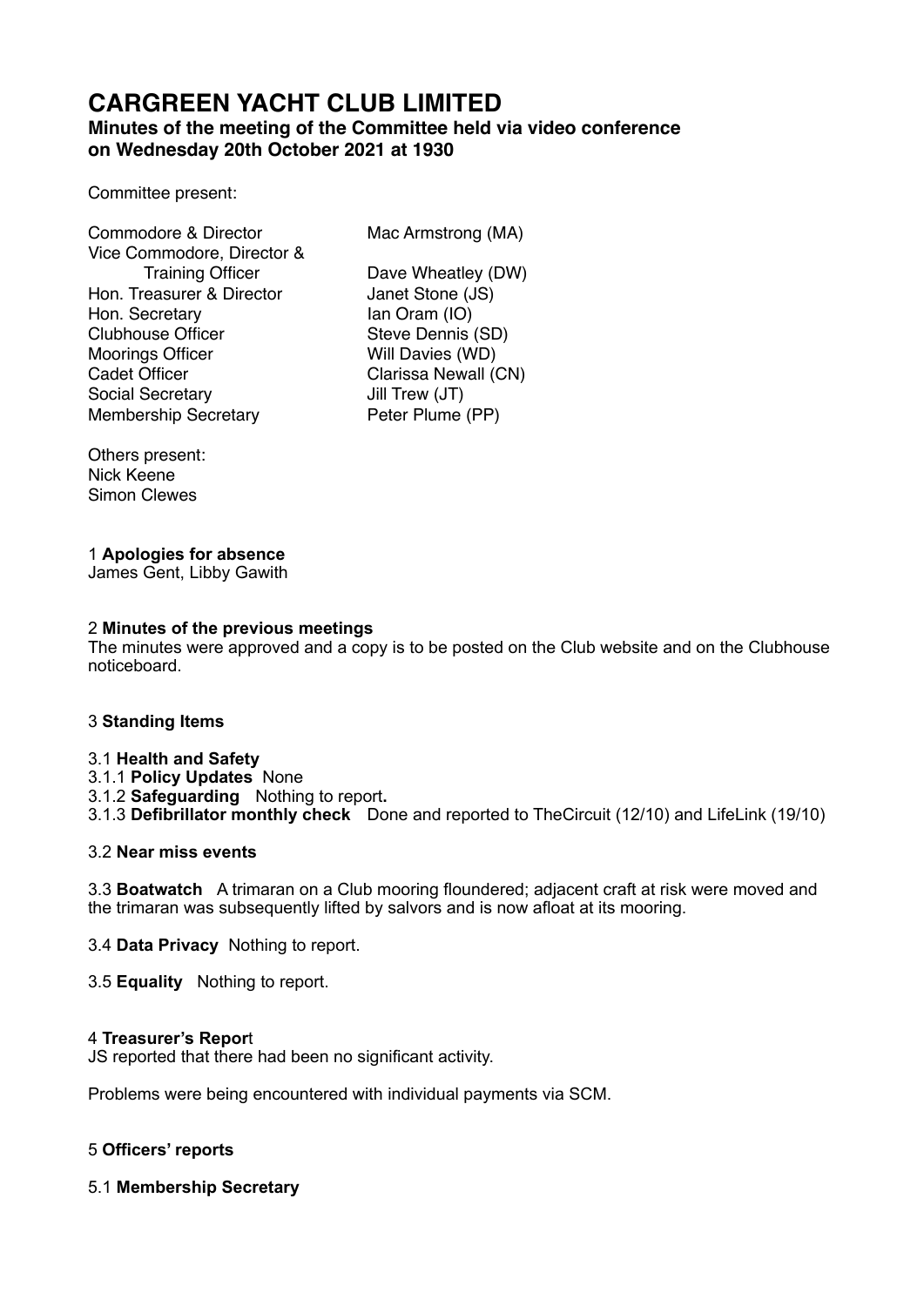# CARGREEN YACHT CLUB LIMITED

### Minutes of the meeting of the Committee held via video conference on Wednesday 20th October 2021 at 1930

Committee present:

| | |
|---|---|
| Commodore & Director | Mac Armstrong (MA) |
| Vice Commodore, Director & Training Officer | Dave Wheatley (DW) |
| Hon. Treasurer & Director | Janet Stone (JS) |
| Hon. Secretary | Ian Oram (IO) |
| Clubhouse Officer | Steve Dennis (SD) |
| Moorings Officer | Will Davies (WD) |
| Cadet Officer | Clarissa Newall (CN) |
| Social Secretary | Jill Trew (JT) |
| Membership Secretary | Peter Plume (PP) |

Others present:
Nick Keene
Simon Clewes

1 **Apologies for absence**
James Gent, Libby Gawith

2 **Minutes of the previous meetings**
The minutes were approved and a copy is to be posted on the Club website and on the Clubhouse noticeboard.

3 **Standing Items**

3.1 **Health and Safety**
3.1.1 **Policy Updates** None
3.1.2 **Safeguarding** Nothing to report**.**
3.1.3 **Defibrillator monthly check** Done and reported to TheCircuit (12/10) and LifeLink (19/10)

3.2 **Near miss events**

3.3 **Boatwatch** A trimaran on a Club mooring floundered; adjacent craft at risk were moved and the trimaran was subsequently lifted by salvors and is now afloat at its mooring.

3.4 **Data Privacy** Nothing to report.

3.5 **Equality** Nothing to report.

4 **Treasurer's Repor**t
JS reported that there had been no significant activity.

Problems were being encountered with individual payments via SCM.

5 **Officers' reports**

5.1 **Membership Secretary**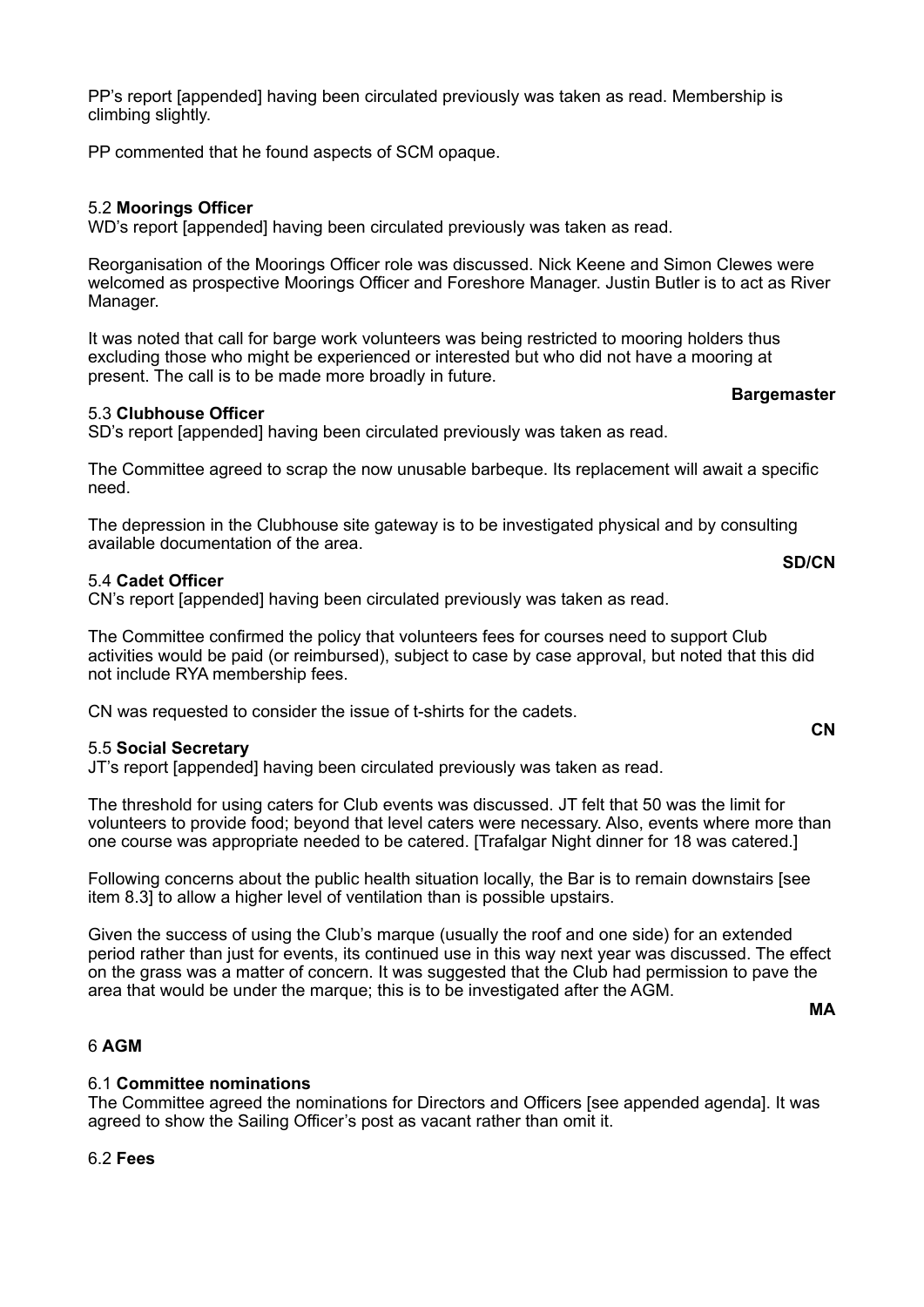PP's report [appended] having been circulated previously was taken as read. Membership is climbing slightly.

PP commented that he found aspects of SCM opaque.

5.2 **Moorings Officer**

WD's report [appended] having been circulated previously was taken as read.

Reorganisation of the Moorings Officer role was discussed. Nick Keene and Simon Clewes were welcomed as prospective Moorings Officer and Foreshore Manager. Justin Butler is to act as River Manager.

It was noted that call for barge work volunteers was being restricted to mooring holders thus excluding those who might be experienced or interested but who did not have a mooring at present. The call is to be made more broadly in future.

**Bargemaster**

5.3 **Clubhouse Officer**

SD's report [appended] having been circulated previously was taken as read.

The Committee agreed to scrap the now unusable barbeque. Its replacement will await a specific need.

The depression in the Clubhouse site gateway is to be investigated physical and by consulting available documentation of the area.

**SD/CN**

5.4 **Cadet Officer**

CN's report [appended] having been circulated previously was taken as read.

The Committee confirmed the policy that volunteers fees for courses need to support Club activities would be paid (or reimbursed), subject to case by case approval, but noted that this did not include RYA membership fees.

CN was requested to consider the issue of t-shirts for the cadets.

**CN**

5.5 **Social Secretary**

JT's report [appended] having been circulated previously was taken as read.

The threshold for using caters for Club events was discussed. JT felt that 50 was the limit for volunteers to provide food; beyond that level caters were necessary. Also, events where more than one course was appropriate needed to be catered. [Trafalgar Night dinner for 18 was catered.]

Following concerns about the public health situation locally, the Bar is to remain downstairs [see item 8.3] to allow a higher level of ventilation than is possible upstairs.

Given the success of using the Club's marque (usually the roof and one side) for an extended period rather than just for events, its continued use in this way next year was discussed. The effect on the grass was a matter of concern. It was suggested that the Club had permission to pave the area that would be under the marque; this is to be investigated after the AGM.

**MA**

6 **AGM**

6.1 **Committee nominations**

The Committee agreed the nominations for Directors and Officers [see appended agenda]. It was agreed to show the Sailing Officer's post as vacant rather than omit it.

6.2 **Fees**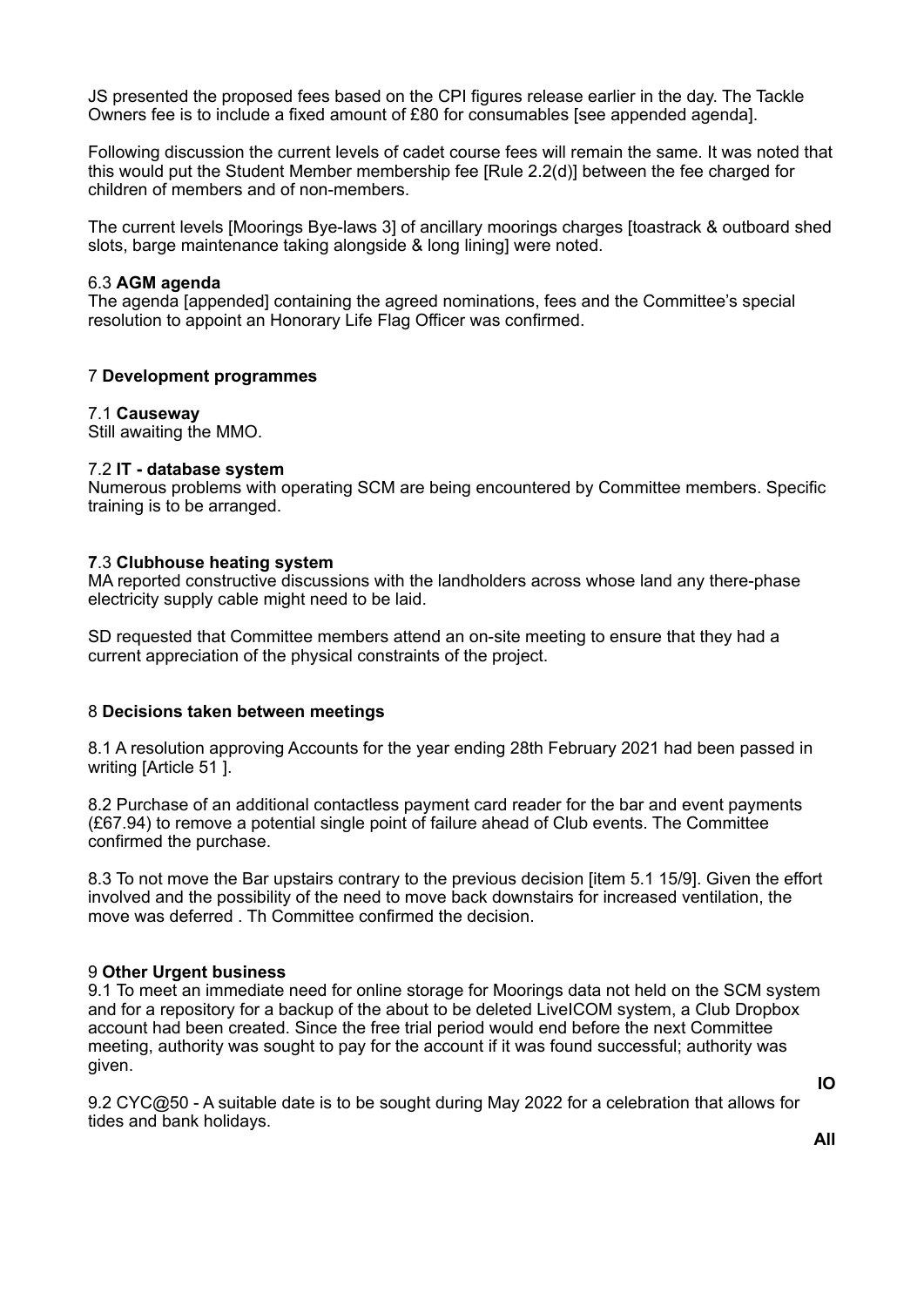JS presented the proposed fees based on the CPI figures release earlier in the day. The Tackle Owners fee is to include a fixed amount of £80 for consumables [see appended agenda].

Following discussion the current levels of cadet course fees will remain the same. It was noted that this would put the Student Member membership fee [Rule 2.2(d)] between the fee charged for children of members and of non-members.

The current levels [Moorings Bye-laws 3] of ancillary moorings charges [toastrack & outboard shed slots, barge maintenance taking alongside & long lining] were noted.

6.3 **AGM agenda**
The agenda [appended] containing the agreed nominations, fees and the Committee's special resolution to appoint an Honorary Life Flag Officer was confirmed.

7 **Development programmes**

7.1 **Causeway**
Still awaiting the MMO.

7.2 **IT - database system**
Numerous problems with operating SCM are being encountered by Committee members. Specific training is to be arranged.

**7**.3 **Clubhouse heating system**
MA reported constructive discussions with the landholders across whose land any there-phase electricity supply cable might need to be laid.

SD requested that Committee members attend an on-site meeting to ensure that they had a current appreciation of the physical constraints of the project.

8 **Decisions taken between meetings**

8.1 A resolution approving Accounts for the year ending 28th February 2021 had been passed in writing [Article 51 ].

8.2 Purchase of an additional contactless payment card reader for the bar and event payments (£67.94) to remove a potential single point of failure ahead of Club events. The Committee confirmed the purchase.

8.3 To not move the Bar upstairs contrary to the previous decision [item 5.1 15/9]. Given the effort involved and the possibility of the need to move back downstairs for increased ventilation, the move was deferred . Th Committee confirmed the decision.

9 **Other Urgent business**
9.1 To meet an immediate need for online storage for Moorings data not held on the SCM system and for a repository for a backup of the about to be deleted LiveICOM system, a Club Dropbox account had been created. Since the free trial period would end before the next Committee meeting, authority was sought to pay for the account if it was found successful; authority was given.

**IO**

9.2 CYC@50 - A suitable date is to be sought during May 2022 for a celebration that allows for tides and bank holidays.

**All**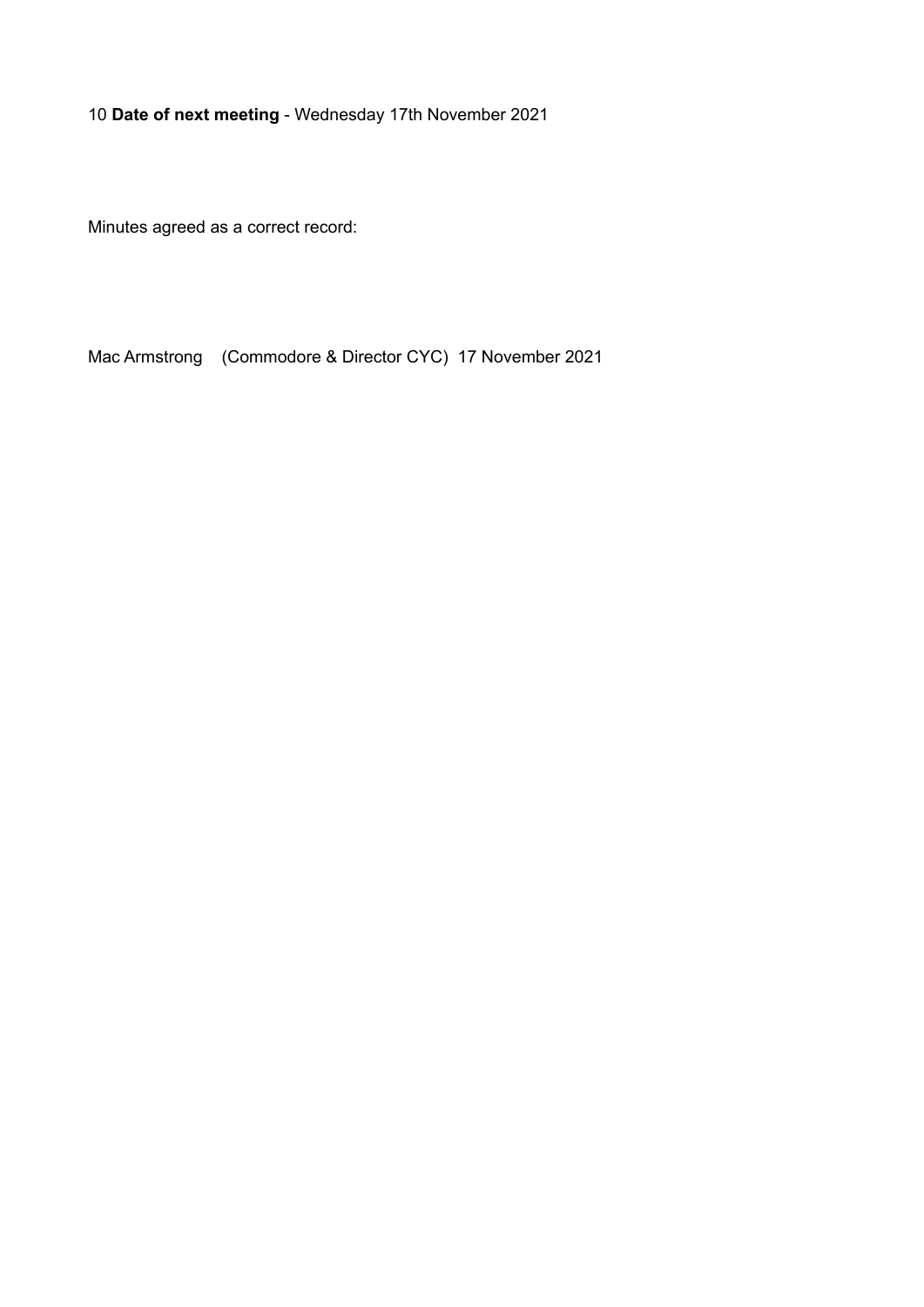10 **Date of next meeting** - Wednesday 17th November 2021

Minutes agreed as a correct record:

Mac Armstrong (Commodore & Director CYC) 17 November 2021